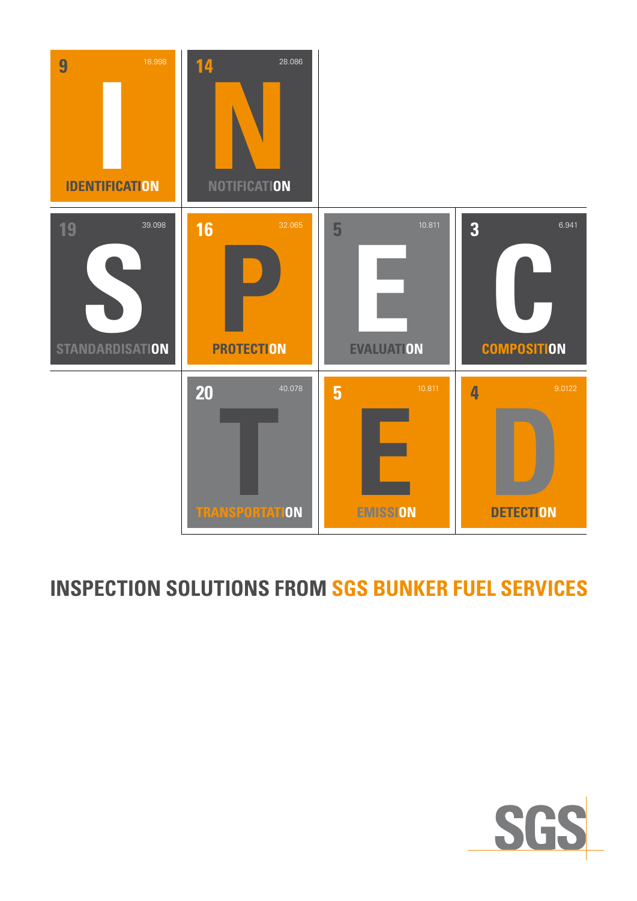| 9 | 18.998 |
|---|---|
| **I** | |
| IDENTIFICATION | |

| 14 | 28.086 |
|---|---|
| **N** | |
| NOTIFICATION | |

| 19 | 39.098 |
|---|---|
| **S** | |
| STANDARDISATION | |

| 16 | 32.065 |
|---|---|
| **P** | |
| PROTECTION | |

| 5 | 10.811 |
|---|---|
| **E** | |
| EVALUATION | |

| 3 | 6.941 |
|---|---|
| **C** | |
| COMPOSITION | |

| 20 | 40.078 |
|---|---|
| **T** | |
| TRANSPORTATION | |

| 5 | 10.811 |
|---|---|
| **E** | |
| EMISSION | |

| 4 | 9.0122 |
|---|---|
| **D** | |
| DETECTION | |

# INSPECTION SOLUTIONS FROM SGS BUNKER FUEL SERVICES

SGS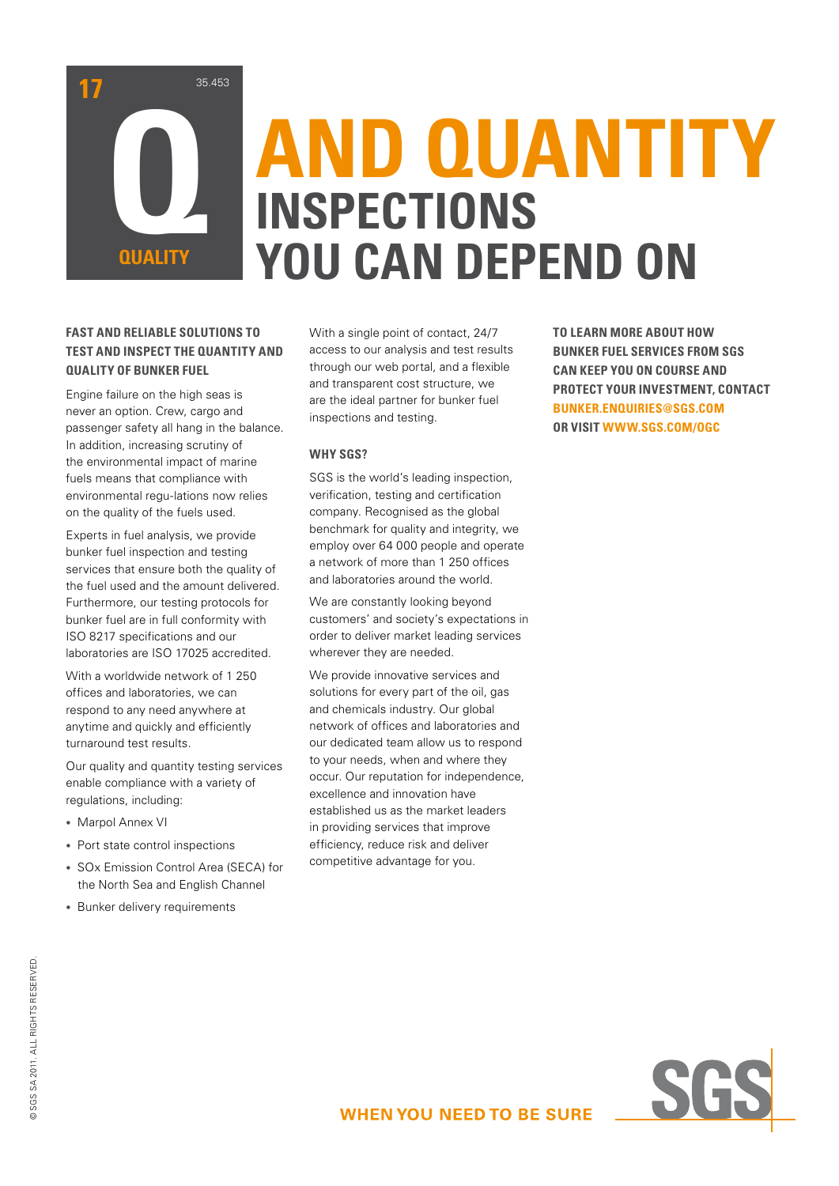17 35.453

Q

QUALITY

# AND QUANTITY INSPECTIONS YOU CAN DEPEND ON

### FAST AND RELIABLE SOLUTIONS TO TEST AND INSPECT THE QUANTITY AND QUALITY OF BUNKER FUEL

Engine failure on the high seas is never an option. Crew, cargo and passenger safety all hang in the balance. In addition, increasing scrutiny of the environmental impact of marine fuels means that compliance with environmental regu-lations now relies on the quality of the fuels used.

Experts in fuel analysis, we provide bunker fuel inspection and testing services that ensure both the quality of the fuel used and the amount delivered. Furthermore, our testing protocols for bunker fuel are in full conformity with ISO 8217 specifications and our laboratories are ISO 17025 accredited.

With a worldwide network of 1 250 offices and laboratories, we can respond to any need anywhere at anytime and quickly and efficiently turnaround test results.

Our quality and quantity testing services enable compliance with a variety of regulations, including:

- Marpol Annex VI
- Port state control inspections
- SOx Emission Control Area (SECA) for the North Sea and English Channel
- Bunker delivery requirements

With a single point of contact, 24/7 access to our analysis and test results through our web portal, and a flexible and transparent cost structure, we are the ideal partner for bunker fuel inspections and testing.

### WHY SGS?

SGS is the world's leading inspection, verification, testing and certification company. Recognised as the global benchmark for quality and integrity, we employ over 64 000 people and operate a network of more than 1 250 offices and laboratories around the world.

We are constantly looking beyond customers' and society's expectations in order to deliver market leading services wherever they are needed.

We provide innovative services and solutions for every part of the oil, gas and chemicals industry. Our global network of offices and laboratories and our dedicated team allow us to respond to your needs, when and where they occur. Our reputation for independence, excellence and innovation have established us as the market leaders in providing services that improve efficiency, reduce risk and deliver competitive advantage for you.

**TO LEARN MORE ABOUT HOW BUNKER FUEL SERVICES FROM SGS CAN KEEP YOU ON COURSE AND PROTECT YOUR INVESTMENT, CONTACT BUNKER.ENQUIRIES@SGS.COM OR VISIT WWW.SGS.COM/OGC**

© SGS SA 2011. ALL RIGHTS RESERVED.

WHEN YOU NEED TO BE SURE

SGS